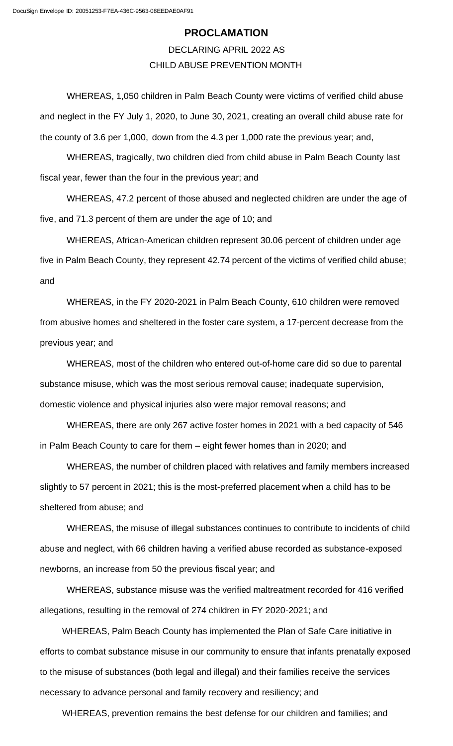# PROCLAMATION

DECLARING APRIL 2022 AS
CHILD ABUSE PREVENTION MONTH

WHEREAS, 1,050 children in Palm Beach County were victims of verified child abuse and neglect in the FY July 1, 2020, to June 30, 2021, creating an overall child abuse rate for the county of 3.6 per 1,000, down from the 4.3 per 1,000 rate the previous year; and,

WHEREAS, tragically, two children died from child abuse in Palm Beach County last fiscal year, fewer than the four in the previous year; and

WHEREAS, 47.2 percent of those abused and neglected children are under the age of five, and 71.3 percent of them are under the age of 10; and

WHEREAS, African-American children represent 30.06 percent of children under age five in Palm Beach County, they represent 42.74 percent of the victims of verified child abuse; and

WHEREAS, in the FY 2020-2021 in Palm Beach County, 610 children were removed from abusive homes and sheltered in the foster care system, a 17-percent decrease from the previous year; and

WHEREAS, most of the children who entered out-of-home care did so due to parental substance misuse, which was the most serious removal cause; inadequate supervision, domestic violence and physical injuries also were major removal reasons; and

WHEREAS, there are only 267 active foster homes in 2021 with a bed capacity of 546 in Palm Beach County to care for them – eight fewer homes than in 2020; and

WHEREAS, the number of children placed with relatives and family members increased slightly to 57 percent in 2021; this is the most-preferred placement when a child has to be sheltered from abuse; and

WHEREAS, the misuse of illegal substances continues to contribute to incidents of child abuse and neglect, with 66 children having a verified abuse recorded as substance-exposed newborns, an increase from 50 the previous fiscal year; and

WHEREAS, substance misuse was the verified maltreatment recorded for 416 verified allegations, resulting in the removal of 274 children in FY 2020-2021; and

WHEREAS, Palm Beach County has implemented the Plan of Safe Care initiative in efforts to combat substance misuse in our community to ensure that infants prenatally exposed to the misuse of substances (both legal and illegal) and their families receive the services necessary to advance personal and family recovery and resiliency; and

WHEREAS, prevention remains the best defense for our children and families; and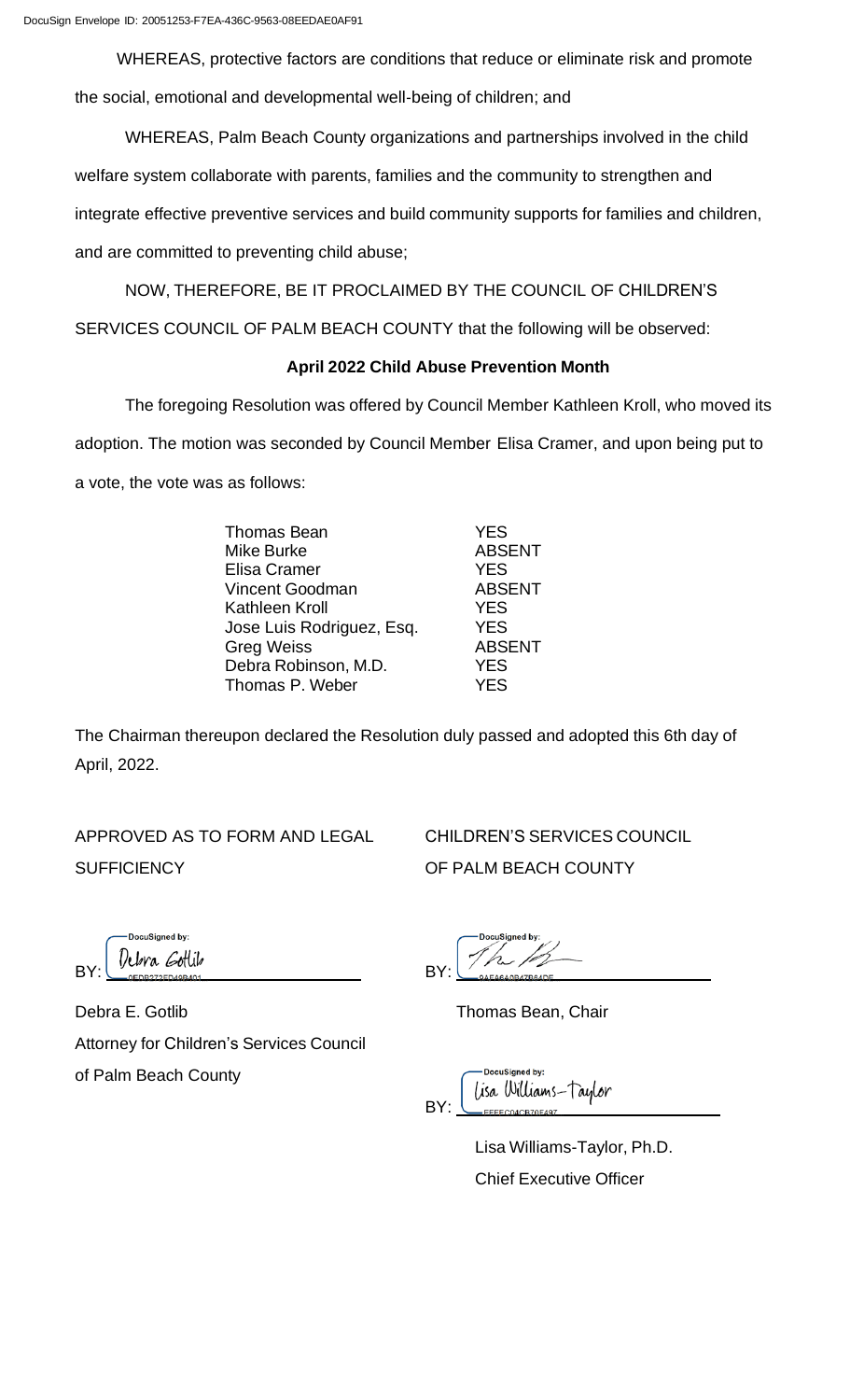WHEREAS, protective factors are conditions that reduce or eliminate risk and promote the social, emotional and developmental well-being of children; and

WHEREAS, Palm Beach County organizations and partnerships involved in the child welfare system collaborate with parents, families and the community to strengthen and integrate effective preventive services and build community supports for families and children, and are committed to preventing child abuse;

NOW, THEREFORE, BE IT PROCLAIMED BY THE COUNCIL OF CHILDREN'S SERVICES COUNCIL OF PALM BEACH COUNTY that the following will be observed:

**April 2022 Child Abuse Prevention Month**

The foregoing Resolution was offered by Council Member Kathleen Kroll, who moved its adoption. The motion was seconded by Council Member Elisa Cramer, and upon being put to a vote, the vote was as follows:

| | |
|---|---|
| Thomas Bean | YES |
| Mike Burke | ABSENT |
| Elisa Cramer | YES |
| Vincent Goodman | ABSENT |
| Kathleen Kroll | YES |
| Jose Luis Rodriguez, Esq. | YES |
| Greg Weiss | ABSENT |
| Debra Robinson, M.D. | YES |
| Thomas P. Weber | YES |

The Chairman thereupon declared the Resolution duly passed and adopted this 6th day of April, 2022.

APPROVED AS TO FORM AND LEGAL SUFFICIENCY

BY: Debra Gotlib

Debra E. Gotlib
Attorney for Children's Services Council of Palm Beach County

CHILDREN'S SERVICES COUNCIL OF PALM BEACH COUNTY

BY: [signature]

Thomas Bean, Chair

BY: Lisa Williams-Taylor

Lisa Williams-Taylor, Ph.D.
Chief Executive Officer